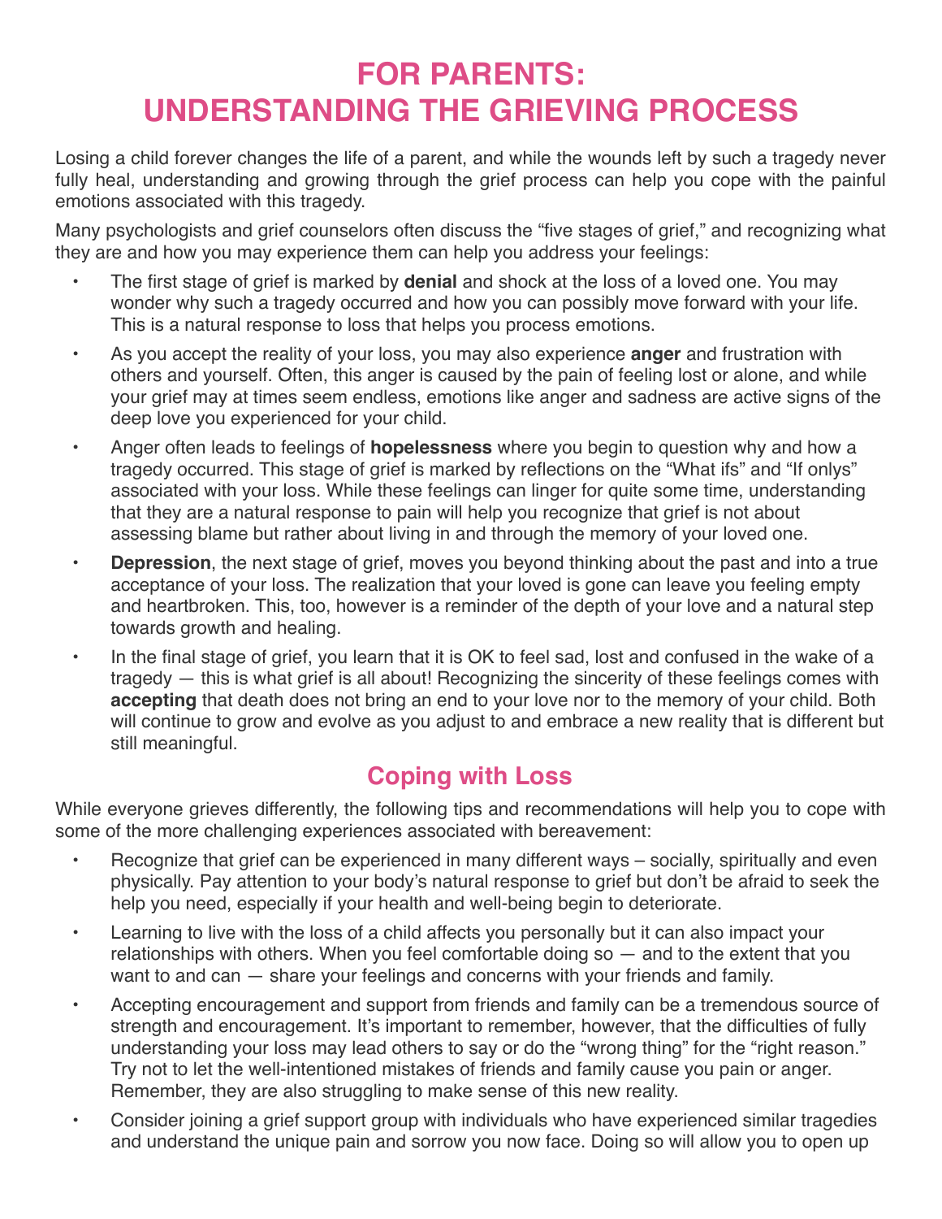# FOR PARENTS: UNDERSTANDING THE GRIEVING PROCESS

Losing a child forever changes the life of a parent, and while the wounds left by such a tragedy never fully heal, understanding and growing through the grief process can help you cope with the painful emotions associated with this tragedy.

Many psychologists and grief counselors often discuss the "five stages of grief," and recognizing what they are and how you may experience them can help you address your feelings:

- The first stage of grief is marked by **denial** and shock at the loss of a loved one. You may wonder why such a tragedy occurred and how you can possibly move forward with your life. This is a natural response to loss that helps you process emotions.
- As you accept the reality of your loss, you may also experience **anger** and frustration with others and yourself. Often, this anger is caused by the pain of feeling lost or alone, and while your grief may at times seem endless, emotions like anger and sadness are active signs of the deep love you experienced for your child.
- Anger often leads to feelings of **hopelessness** where you begin to question why and how a tragedy occurred. This stage of grief is marked by reflections on the "What ifs" and "If onlys" associated with your loss. While these feelings can linger for quite some time, understanding that they are a natural response to pain will help you recognize that grief is not about assessing blame but rather about living in and through the memory of your loved one.
- **Depression**, the next stage of grief, moves you beyond thinking about the past and into a true acceptance of your loss. The realization that your loved is gone can leave you feeling empty and heartbroken. This, too, however is a reminder of the depth of your love and a natural step towards growth and healing.
- In the final stage of grief, you learn that it is OK to feel sad, lost and confused in the wake of a tragedy — this is what grief is all about! Recognizing the sincerity of these feelings comes with **accepting** that death does not bring an end to your love nor to the memory of your child. Both will continue to grow and evolve as you adjust to and embrace a new reality that is different but still meaningful.

## Coping with Loss

While everyone grieves differently, the following tips and recommendations will help you to cope with some of the more challenging experiences associated with bereavement:

- Recognize that grief can be experienced in many different ways – socially, spiritually and even physically. Pay attention to your body's natural response to grief but don't be afraid to seek the help you need, especially if your health and well-being begin to deteriorate.
- Learning to live with the loss of a child affects you personally but it can also impact your relationships with others. When you feel comfortable doing so — and to the extent that you want to and can — share your feelings and concerns with your friends and family.
- Accepting encouragement and support from friends and family can be a tremendous source of strength and encouragement. It's important to remember, however, that the difficulties of fully understanding your loss may lead others to say or do the "wrong thing" for the "right reason." Try not to let the well-intentioned mistakes of friends and family cause you pain or anger. Remember, they are also struggling to make sense of this new reality.
- Consider joining a grief support group with individuals who have experienced similar tragedies and understand the unique pain and sorrow you now face. Doing so will allow you to open up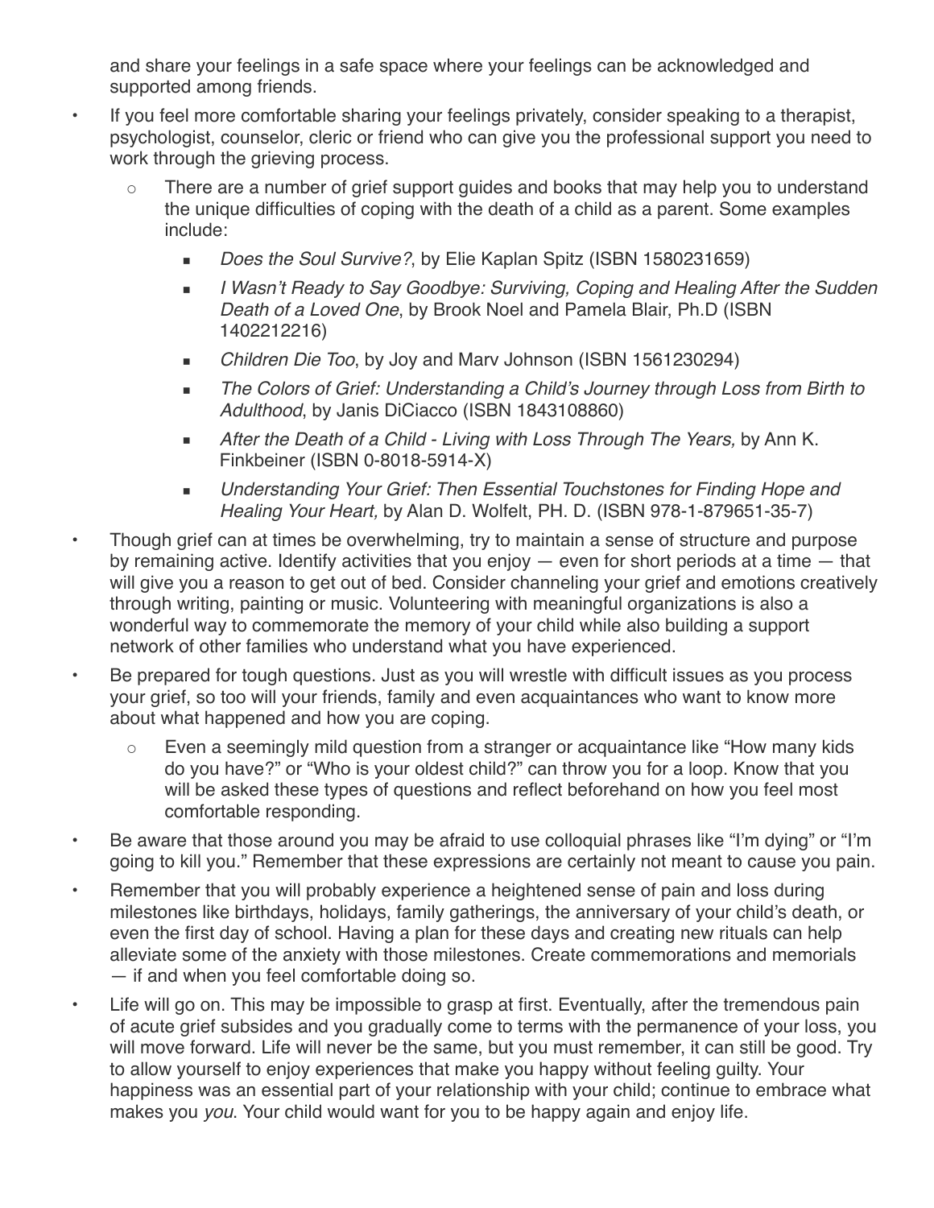and share your feelings in a safe space where your feelings can be acknowledged and supported among friends.

- If you feel more comfortable sharing your feelings privately, consider speaking to a therapist, psychologist, counselor, cleric or friend who can give you the professional support you need to work through the grieving process.
    - There are a number of grief support guides and books that may help you to understand the unique difficulties of coping with the death of a child as a parent. Some examples include:
        - *Does the Soul Survive?*, by Elie Kaplan Spitz (ISBN 1580231659)
        - *I Wasn't Ready to Say Goodbye: Surviving, Coping and Healing After the Sudden Death of a Loved One*, by Brook Noel and Pamela Blair, Ph.D (ISBN 1402212216)
        - *Children Die Too*, by Joy and Marv Johnson (ISBN 1561230294)
        - *The Colors of Grief: Understanding a Child's Journey through Loss from Birth to Adulthood*, by Janis DiCiacco (ISBN 1843108860)
        - *After the Death of a Child - Living with Loss Through The Years,* by Ann K. Finkbeiner (ISBN 0-8018-5914-X)
        - *Understanding Your Grief: Then Essential Touchstones for Finding Hope and Healing Your Heart,* by Alan D. Wolfelt, PH. D. (ISBN 978-1-879651-35-7)
- Though grief can at times be overwhelming, try to maintain a sense of structure and purpose by remaining active. Identify activities that you enjoy — even for short periods at a time — that will give you a reason to get out of bed. Consider channeling your grief and emotions creatively through writing, painting or music. Volunteering with meaningful organizations is also a wonderful way to commemorate the memory of your child while also building a support network of other families who understand what you have experienced.
- Be prepared for tough questions. Just as you will wrestle with difficult issues as you process your grief, so too will your friends, family and even acquaintances who want to know more about what happened and how you are coping.
    - Even a seemingly mild question from a stranger or acquaintance like "How many kids do you have?" or "Who is your oldest child?" can throw you for a loop. Know that you will be asked these types of questions and reflect beforehand on how you feel most comfortable responding.
- Be aware that those around you may be afraid to use colloquial phrases like "I'm dying" or "I'm going to kill you." Remember that these expressions are certainly not meant to cause you pain.
- Remember that you will probably experience a heightened sense of pain and loss during milestones like birthdays, holidays, family gatherings, the anniversary of your child's death, or even the first day of school. Having a plan for these days and creating new rituals can help alleviate some of the anxiety with those milestones. Create commemorations and memorials — if and when you feel comfortable doing so.
- Life will go on. This may be impossible to grasp at first. Eventually, after the tremendous pain of acute grief subsides and you gradually come to terms with the permanence of your loss, you will move forward. Life will never be the same, but you must remember, it can still be good. Try to allow yourself to enjoy experiences that make you happy without feeling guilty. Your happiness was an essential part of your relationship with your child; continue to embrace what makes you *you*. Your child would want for you to be happy again and enjoy life.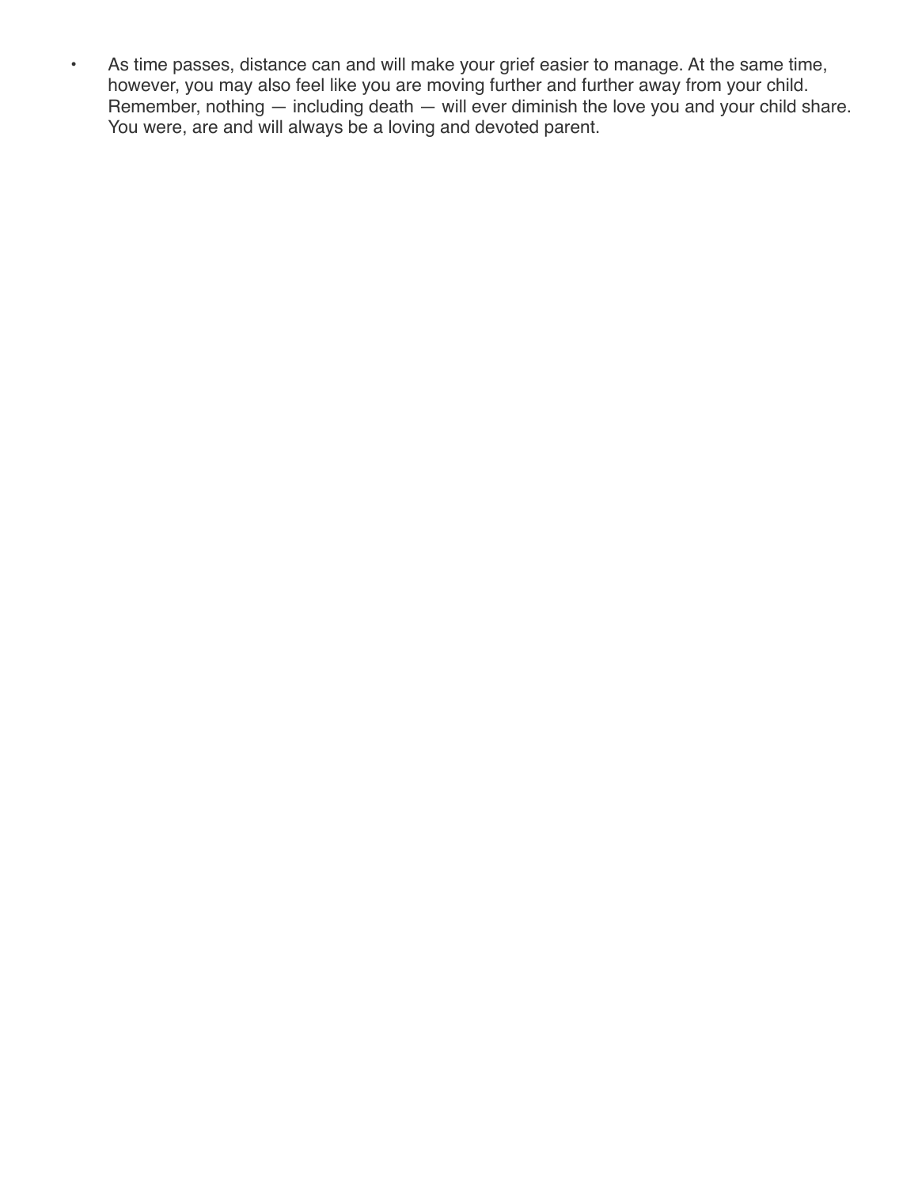- As time passes, distance can and will make your grief easier to manage. At the same time, however, you may also feel like you are moving further and further away from your child. Remember, nothing — including death — will ever diminish the love you and your child share. You were, are and will always be a loving and devoted parent.